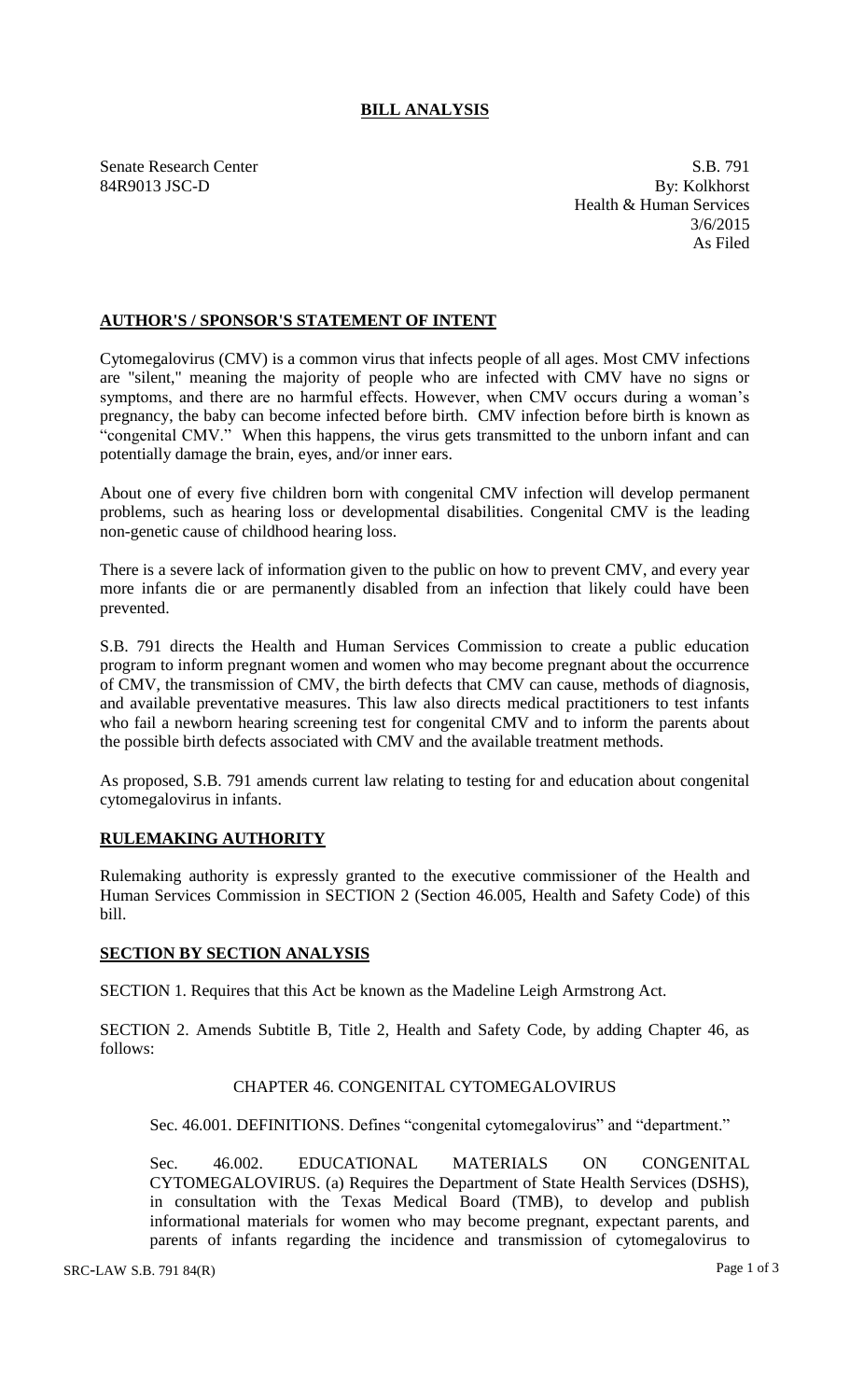# BILL ANALYSIS

Senate Research Center
84R9013 JSC-D

S.B. 791
By: Kolkhorst
Health & Human Services
3/6/2015
As Filed

## AUTHOR'S / SPONSOR'S STATEMENT OF INTENT

Cytomegalovirus (CMV) is a common virus that infects people of all ages. Most CMV infections are "silent," meaning the majority of people who are infected with CMV have no signs or symptoms, and there are no harmful effects. However, when CMV occurs during a woman's pregnancy, the baby can become infected before birth. CMV infection before birth is known as "congenital CMV." When this happens, the virus gets transmitted to the unborn infant and can potentially damage the brain, eyes, and/or inner ears.

About one of every five children born with congenital CMV infection will develop permanent problems, such as hearing loss or developmental disabilities. Congenital CMV is the leading non-genetic cause of childhood hearing loss.

There is a severe lack of information given to the public on how to prevent CMV, and every year more infants die or are permanently disabled from an infection that likely could have been prevented.

S.B. 791 directs the Health and Human Services Commission to create a public education program to inform pregnant women and women who may become pregnant about the occurrence of CMV, the transmission of CMV, the birth defects that CMV can cause, methods of diagnosis, and available preventative measures. This law also directs medical practitioners to test infants who fail a newborn hearing screening test for congenital CMV and to inform the parents about the possible birth defects associated with CMV and the available treatment methods.

As proposed, S.B. 791 amends current law relating to testing for and education about congenital cytomegalovirus in infants.

## RULEMAKING AUTHORITY

Rulemaking authority is expressly granted to the executive commissioner of the Health and Human Services Commission in SECTION 2 (Section 46.005, Health and Safety Code) of this bill.

## SECTION BY SECTION ANALYSIS

SECTION 1. Requires that this Act be known as the Madeline Leigh Armstrong Act.

SECTION 2. Amends Subtitle B, Title 2, Health and Safety Code, by adding Chapter 46, as follows:

CHAPTER 46. CONGENITAL CYTOMEGALOVIRUS

Sec. 46.001. DEFINITIONS. Defines "congenital cytomegalovirus" and "department."

Sec. 46.002. EDUCATIONAL MATERIALS ON CONGENITAL CYTOMEGALOVIRUS. (a) Requires the Department of State Health Services (DSHS), in consultation with the Texas Medical Board (TMB), to develop and publish informational materials for women who may become pregnant, expectant parents, and parents of infants regarding the incidence and transmission of cytomegalovirus to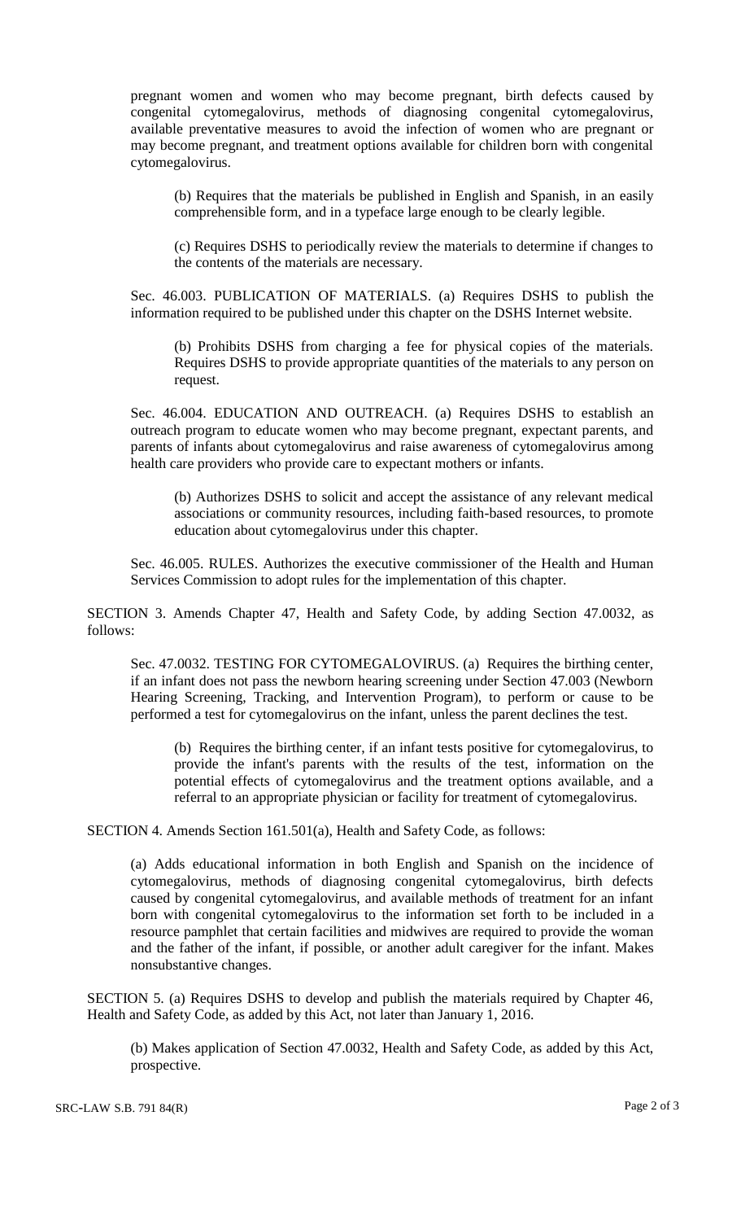pregnant women and women who may become pregnant, birth defects caused by congenital cytomegalovirus, methods of diagnosing congenital cytomegalovirus, available preventative measures to avoid the infection of women who are pregnant or may become pregnant, and treatment options available for children born with congenital cytomegalovirus.

(b) Requires that the materials be published in English and Spanish, in an easily comprehensible form, and in a typeface large enough to be clearly legible.

(c) Requires DSHS to periodically review the materials to determine if changes to the contents of the materials are necessary.

Sec. 46.003. PUBLICATION OF MATERIALS. (a) Requires DSHS to publish the information required to be published under this chapter on the DSHS Internet website.

(b) Prohibits DSHS from charging a fee for physical copies of the materials. Requires DSHS to provide appropriate quantities of the materials to any person on request.

Sec. 46.004. EDUCATION AND OUTREACH. (a) Requires DSHS to establish an outreach program to educate women who may become pregnant, expectant parents, and parents of infants about cytomegalovirus and raise awareness of cytomegalovirus among health care providers who provide care to expectant mothers or infants.

(b) Authorizes DSHS to solicit and accept the assistance of any relevant medical associations or community resources, including faith-based resources, to promote education about cytomegalovirus under this chapter.

Sec. 46.005. RULES. Authorizes the executive commissioner of the Health and Human Services Commission to adopt rules for the implementation of this chapter.

SECTION 3. Amends Chapter 47, Health and Safety Code, by adding Section 47.0032, as follows:

Sec. 47.0032. TESTING FOR CYTOMEGALOVIRUS. (a) Requires the birthing center, if an infant does not pass the newborn hearing screening under Section 47.003 (Newborn Hearing Screening, Tracking, and Intervention Program), to perform or cause to be performed a test for cytomegalovirus on the infant, unless the parent declines the test.

(b) Requires the birthing center, if an infant tests positive for cytomegalovirus, to provide the infant's parents with the results of the test, information on the potential effects of cytomegalovirus and the treatment options available, and a referral to an appropriate physician or facility for treatment of cytomegalovirus.

SECTION 4. Amends Section 161.501(a), Health and Safety Code, as follows:

(a) Adds educational information in both English and Spanish on the incidence of cytomegalovirus, methods of diagnosing congenital cytomegalovirus, birth defects caused by congenital cytomegalovirus, and available methods of treatment for an infant born with congenital cytomegalovirus to the information set forth to be included in a resource pamphlet that certain facilities and midwives are required to provide the woman and the father of the infant, if possible, or another adult caregiver for the infant. Makes nonsubstantive changes.

SECTION 5. (a) Requires DSHS to develop and publish the materials required by Chapter 46, Health and Safety Code, as added by this Act, not later than January 1, 2016.

(b) Makes application of Section 47.0032, Health and Safety Code, as added by this Act, prospective.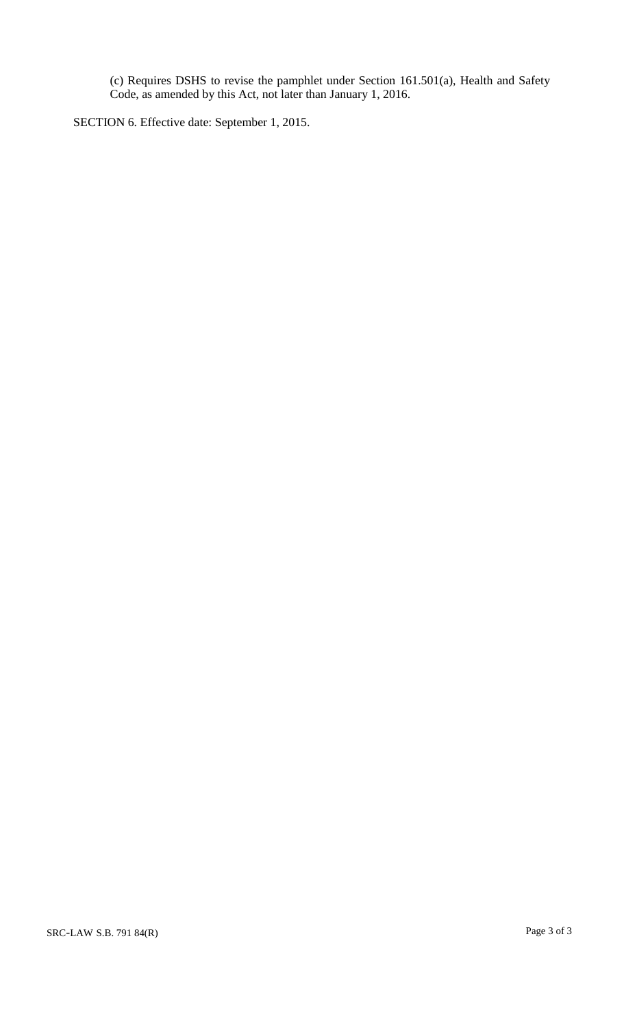(c) Requires DSHS to revise the pamphlet under Section 161.501(a), Health and Safety Code, as amended by this Act, not later than January 1, 2016.

SECTION 6. Effective date: September 1, 2015.